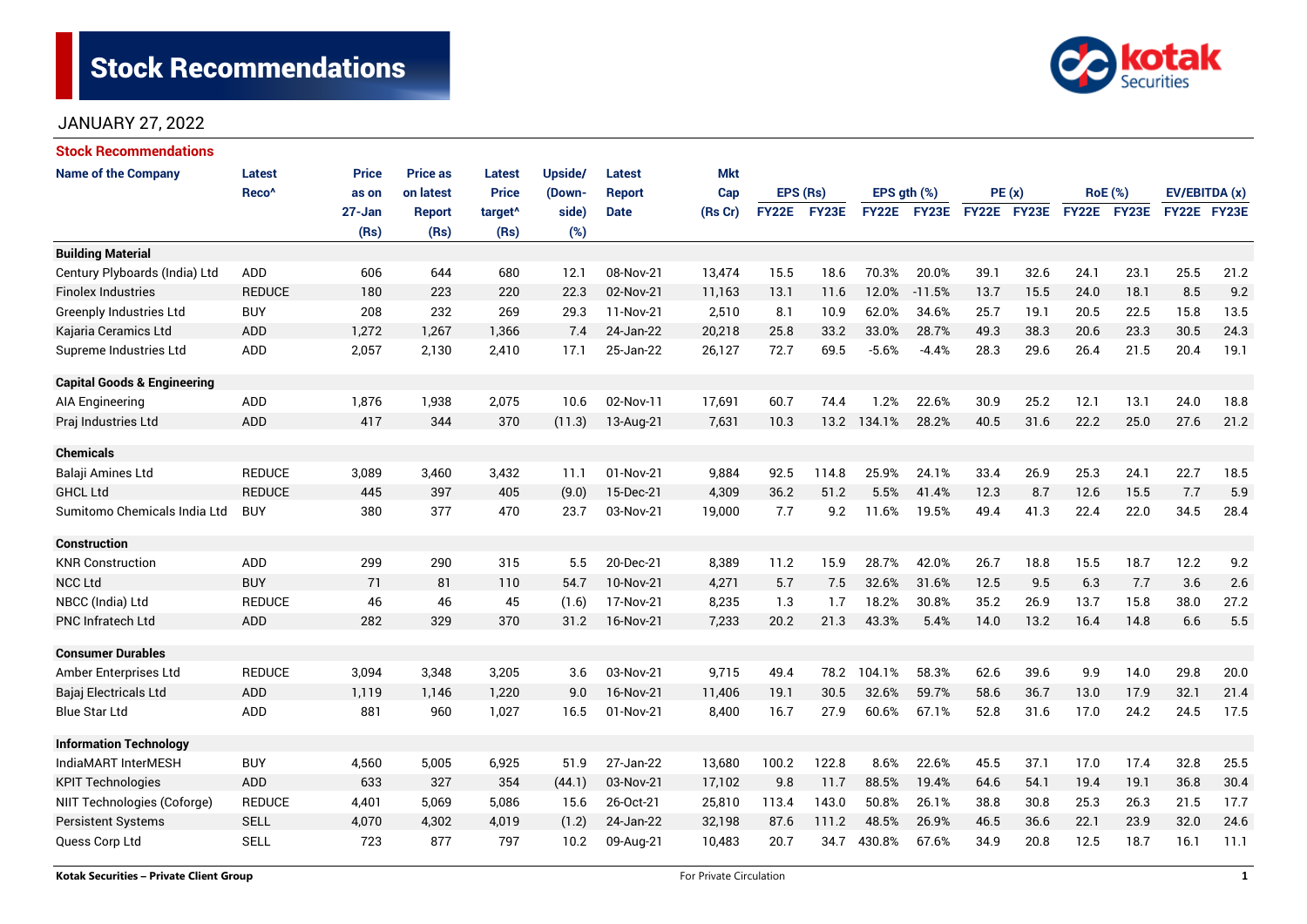# Stock Recommendations

JANUARY 27, 2022

## Stock Recommendations

| Name of the Company | Latest Reco^ | Price as on 27-Jan (Rs) | Price as on latest Report (Rs) | Latest Price target^ (Rs) | Upside/ (Down-side) (%) | Latest Report Date | Mkt Cap (Rs Cr) | EPS (Rs) | | EPS gth (%) | | PE (x) | | RoE (%) | | EV/EBITDA (x) | |
|---|---|---|---|---|---|---|---|---|---|---|---|---|---|---|---|---|---|
| | | | | | | | | FY22E | FY23E | FY22E | FY23E | FY22E | FY23E | FY22E | FY23E | FY22E | FY23E |
| **Building Material** | | | | | | | | | | | | | | | | | |
| Century Plyboards (India) Ltd | ADD | 606 | 644 | 680 | 12.1 | 08-Nov-21 | 13,474 | 15.5 | 18.6 | 70.3% | 20.0% | 39.1 | 32.6 | 24.1 | 23.1 | 25.5 | 21.2 |
| Finolex Industries | REDUCE | 180 | 223 | 220 | 22.3 | 02-Nov-21 | 11,163 | 13.1 | 11.6 | 12.0% | -11.5% | 13.7 | 15.5 | 24.0 | 18.1 | 8.5 | 9.2 |
| Greenply Industries Ltd | BUY | 208 | 232 | 269 | 29.3 | 11-Nov-21 | 2,510 | 8.1 | 10.9 | 62.0% | 34.6% | 25.7 | 19.1 | 20.5 | 22.5 | 15.8 | 13.5 |
| Kajaria Ceramics Ltd | ADD | 1,272 | 1,267 | 1,366 | 7.4 | 24-Jan-22 | 20,218 | 25.8 | 33.2 | 33.0% | 28.7% | 49.3 | 38.3 | 20.6 | 23.3 | 30.5 | 24.3 |
| Supreme Industries Ltd | ADD | 2,057 | 2,130 | 2,410 | 17.1 | 25-Jan-22 | 26,127 | 72.7 | 69.5 | -5.6% | -4.4% | 28.3 | 29.6 | 26.4 | 21.5 | 20.4 | 19.1 |
| **Capital Goods & Engineering** | | | | | | | | | | | | | | | | | |
| AIA Engineering | ADD | 1,876 | 1,938 | 2,075 | 10.6 | 02-Nov-11 | 17,691 | 60.7 | 74.4 | 1.2% | 22.6% | 30.9 | 25.2 | 12.1 | 13.1 | 24.0 | 18.8 |
| Praj Industries Ltd | ADD | 417 | 344 | 370 | (11.3) | 13-Aug-21 | 7,631 | 10.3 | 13.2 | 134.1% | 28.2% | 40.5 | 31.6 | 22.2 | 25.0 | 27.6 | 21.2 |
| **Chemicals** | | | | | | | | | | | | | | | | | |
| Balaji Amines Ltd | REDUCE | 3,089 | 3,460 | 3,432 | 11.1 | 01-Nov-21 | 9,884 | 92.5 | 114.8 | 25.9% | 24.1% | 33.4 | 26.9 | 25.3 | 24.1 | 22.7 | 18.5 |
| GHCL Ltd | REDUCE | 445 | 397 | 405 | (9.0) | 15-Dec-21 | 4,309 | 36.2 | 51.2 | 5.5% | 41.4% | 12.3 | 8.7 | 12.6 | 15.5 | 7.7 | 5.9 |
| Sumitomo Chemicals India Ltd | BUY | 380 | 377 | 470 | 23.7 | 03-Nov-21 | 19,000 | 7.7 | 9.2 | 11.6% | 19.5% | 49.4 | 41.3 | 22.4 | 22.0 | 34.5 | 28.4 |
| **Construction** | | | | | | | | | | | | | | | | | |
| KNR Construction | ADD | 299 | 290 | 315 | 5.5 | 20-Dec-21 | 8,389 | 11.2 | 15.9 | 28.7% | 42.0% | 26.7 | 18.8 | 15.5 | 18.7 | 12.2 | 9.2 |
| NCC Ltd | BUY | 71 | 81 | 110 | 54.7 | 10-Nov-21 | 4,271 | 5.7 | 7.5 | 32.6% | 31.6% | 12.5 | 9.5 | 6.3 | 7.7 | 3.6 | 2.6 |
| NBCC (India) Ltd | REDUCE | 46 | 46 | 45 | (1.6) | 17-Nov-21 | 8,235 | 1.3 | 1.7 | 18.2% | 30.8% | 35.2 | 26.9 | 13.7 | 15.8 | 38.0 | 27.2 |
| PNC Infratech Ltd | ADD | 282 | 329 | 370 | 31.2 | 16-Nov-21 | 7,233 | 20.2 | 21.3 | 43.3% | 5.4% | 14.0 | 13.2 | 16.4 | 14.8 | 6.6 | 5.5 |
| **Consumer Durables** | | | | | | | | | | | | | | | | | |
| Amber Enterprises Ltd | REDUCE | 3,094 | 3,348 | 3,205 | 3.6 | 03-Nov-21 | 9,715 | 49.4 | 78.2 | 104.1% | 58.3% | 62.6 | 39.6 | 9.9 | 14.0 | 29.8 | 20.0 |
| Bajaj Electricals Ltd | ADD | 1,119 | 1,146 | 1,220 | 9.0 | 16-Nov-21 | 11,406 | 19.1 | 30.5 | 32.6% | 59.7% | 58.6 | 36.7 | 13.0 | 17.9 | 32.1 | 21.4 |
| Blue Star Ltd | ADD | 881 | 960 | 1,027 | 16.5 | 01-Nov-21 | 8,400 | 16.7 | 27.9 | 60.6% | 67.1% | 52.8 | 31.6 | 17.0 | 24.2 | 24.5 | 17.5 |
| **Information Technology** | | | | | | | | | | | | | | | | | |
| IndiaMART InterMESH | BUY | 4,560 | 5,005 | 6,925 | 51.9 | 27-Jan-22 | 13,680 | 100.2 | 122.8 | 8.6% | 22.6% | 45.5 | 37.1 | 17.0 | 17.4 | 32.8 | 25.5 |
| KPIT Technologies | ADD | 633 | 327 | 354 | (44.1) | 03-Nov-21 | 17,102 | 9.8 | 11.7 | 88.5% | 19.4% | 64.6 | 54.1 | 19.4 | 19.1 | 36.8 | 30.4 |
| NIIT Technologies (Coforge) | REDUCE | 4,401 | 5,069 | 5,086 | 15.6 | 26-Oct-21 | 25,810 | 113.4 | 143.0 | 50.8% | 26.1% | 38.8 | 30.8 | 25.3 | 26.3 | 21.5 | 17.7 |
| Persistent Systems | SELL | 4,070 | 4,302 | 4,019 | (1.2) | 24-Jan-22 | 32,198 | 87.6 | 111.2 | 48.5% | 26.9% | 46.5 | 36.6 | 22.1 | 23.9 | 32.0 | 24.6 |
| Quess Corp Ltd | SELL | 723 | 877 | 797 | 10.2 | 09-Aug-21 | 10,483 | 20.7 | 34.7 | 430.8% | 67.6% | 34.9 | 20.8 | 12.5 | 18.7 | 16.1 | 11.1 |

Kotak Securities – Private Client Group

For Private Circulation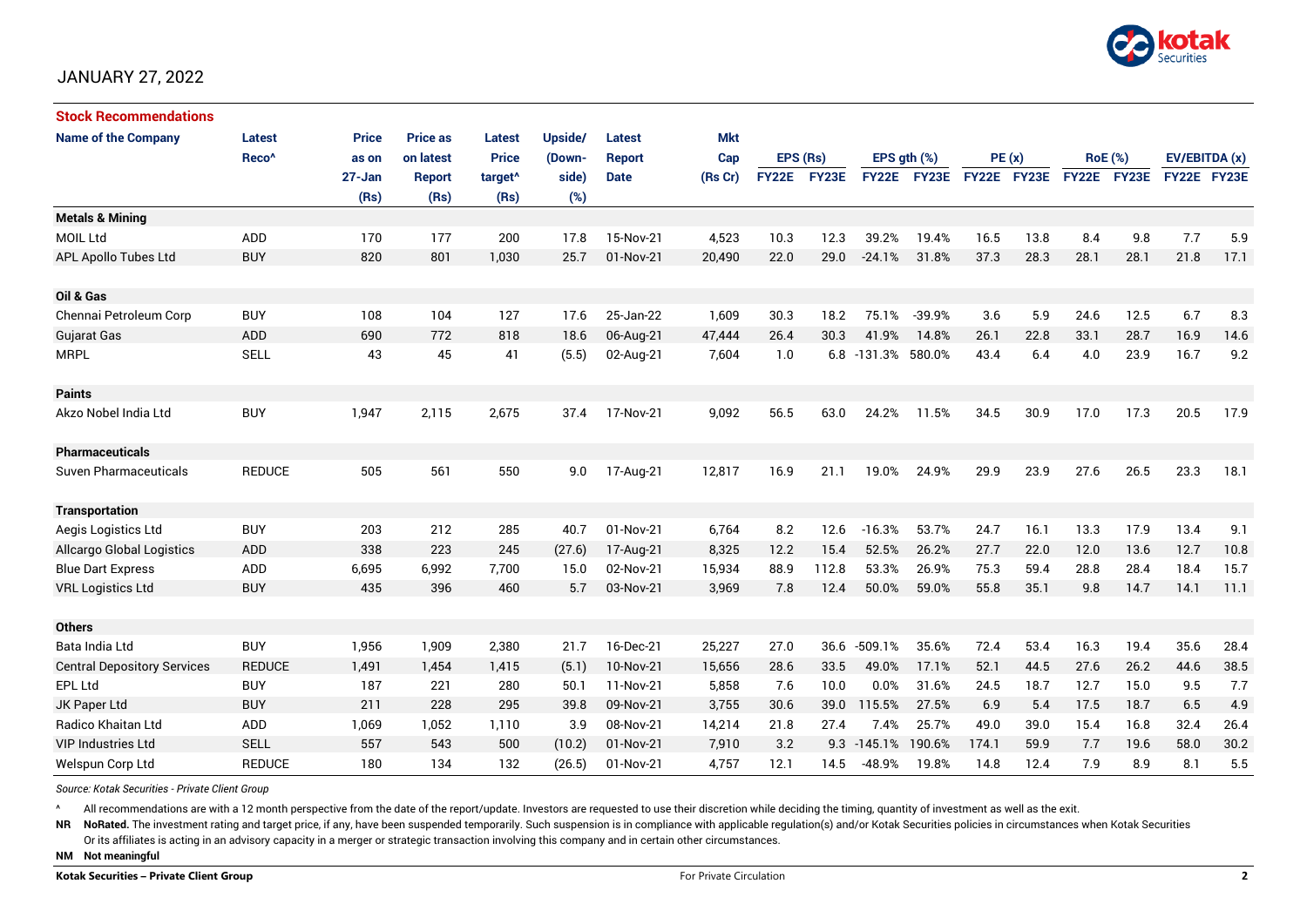JANUARY 27, 2022

**Stock Recommendations**

| Name of the Company | Latest Reco^ | Price as on 27-Jan (Rs) | Price as on latest Report (Rs) | Latest Price target^ (Rs) | Upside/ (Down-side) (%) | Latest Report Date | Mkt Cap (Rs Cr) | EPS (Rs) | | EPS gth (%) | | PE (x) | | RoE (%) | | EV/EBITDA (x) | |
|---|---|---|---|---|---|---|---|---|---|---|---|---|---|---|---|---|---|
| | | | | | | | | FY22E | FY23E | FY22E | FY23E | FY22E | FY23E | FY22E | FY23E | FY22E | FY23E |
| **Metals & Mining** | | | | | | | | | | | | | | | | | |
| MOIL Ltd | ADD | 170 | 177 | 200 | 17.8 | 15-Nov-21 | 4,523 | 10.3 | 12.3 | 39.2% | 19.4% | 16.5 | 13.8 | 8.4 | 9.8 | 7.7 | 5.9 |
| APL Apollo Tubes Ltd | BUY | 820 | 801 | 1,030 | 25.7 | 01-Nov-21 | 20,490 | 22.0 | 29.0 | -24.1% | 31.8% | 37.3 | 28.3 | 28.1 | 28.1 | 21.8 | 17.1 |
| **Oil & Gas** | | | | | | | | | | | | | | | | | |
| Chennai Petroleum Corp | BUY | 108 | 104 | 127 | 17.6 | 25-Jan-22 | 1,609 | 30.3 | 18.2 | 75.1% | -39.9% | 3.6 | 5.9 | 24.6 | 12.5 | 6.7 | 8.3 |
| Gujarat Gas | ADD | 690 | 772 | 818 | 18.6 | 06-Aug-21 | 47,444 | 26.4 | 30.3 | 41.9% | 14.8% | 26.1 | 22.8 | 33.1 | 28.7 | 16.9 | 14.6 |
| MRPL | SELL | 43 | 45 | 41 | (5.5) | 02-Aug-21 | 7,604 | 1.0 | 6.8 | -131.3% | 580.0% | 43.4 | 6.4 | 4.0 | 23.9 | 16.7 | 9.2 |
| **Paints** | | | | | | | | | | | | | | | | | |
| Akzo Nobel India Ltd | BUY | 1,947 | 2,115 | 2,675 | 37.4 | 17-Nov-21 | 9,092 | 56.5 | 63.0 | 24.2% | 11.5% | 34.5 | 30.9 | 17.0 | 17.3 | 20.5 | 17.9 |
| **Pharmaceuticals** | | | | | | | | | | | | | | | | | |
| Suven Pharmaceuticals | REDUCE | 505 | 561 | 550 | 9.0 | 17-Aug-21 | 12,817 | 16.9 | 21.1 | 19.0% | 24.9% | 29.9 | 23.9 | 27.6 | 26.5 | 23.3 | 18.1 |
| **Transportation** | | | | | | | | | | | | | | | | | |
| Aegis Logistics Ltd | BUY | 203 | 212 | 285 | 40.7 | 01-Nov-21 | 6,764 | 8.2 | 12.6 | -16.3% | 53.7% | 24.7 | 16.1 | 13.3 | 17.9 | 13.4 | 9.1 |
| Allcargo Global Logistics | ADD | 338 | 223 | 245 | (27.6) | 17-Aug-21 | 8,325 | 12.2 | 15.4 | 52.5% | 26.2% | 27.7 | 22.0 | 12.0 | 13.6 | 12.7 | 10.8 |
| Blue Dart Express | ADD | 6,695 | 6,992 | 7,700 | 15.0 | 02-Nov-21 | 15,934 | 88.9 | 112.8 | 53.3% | 26.9% | 75.3 | 59.4 | 28.8 | 28.4 | 18.4 | 15.7 |
| VRL Logistics Ltd | BUY | 435 | 396 | 460 | 5.7 | 03-Nov-21 | 3,969 | 7.8 | 12.4 | 50.0% | 59.0% | 55.8 | 35.1 | 9.8 | 14.7 | 14.1 | 11.1 |
| **Others** | | | | | | | | | | | | | | | | | |
| Bata India Ltd | BUY | 1,956 | 1,909 | 2,380 | 21.7 | 16-Dec-21 | 25,227 | 27.0 | 36.6 | -509.1% | 35.6% | 72.4 | 53.4 | 16.3 | 19.4 | 35.6 | 28.4 |
| Central Depository Services | REDUCE | 1,491 | 1,454 | 1,415 | (5.1) | 10-Nov-21 | 15,656 | 28.6 | 33.5 | 49.0% | 17.1% | 52.1 | 44.5 | 27.6 | 26.2 | 44.6 | 38.5 |
| EPL Ltd | BUY | 187 | 221 | 280 | 50.1 | 11-Nov-21 | 5,858 | 7.6 | 10.0 | 0.0% | 31.6% | 24.5 | 18.7 | 12.7 | 15.0 | 9.5 | 7.7 |
| JK Paper Ltd | BUY | 211 | 228 | 295 | 39.8 | 09-Nov-21 | 3,755 | 30.6 | 39.0 | 115.5% | 27.5% | 6.9 | 5.4 | 17.5 | 18.7 | 6.5 | 4.9 |
| Radico Khaitan Ltd | ADD | 1,069 | 1,052 | 1,110 | 3.9 | 08-Nov-21 | 14,214 | 21.8 | 27.4 | 7.4% | 25.7% | 49.0 | 39.0 | 15.4 | 16.8 | 32.4 | 26.4 |
| VIP Industries Ltd | SELL | 557 | 543 | 500 | (10.2) | 01-Nov-21 | 7,910 | 3.2 | 9.3 | -145.1% | 190.6% | 174.1 | 59.9 | 7.7 | 19.6 | 58.0 | 30.2 |
| Welspun Corp Ltd | REDUCE | 180 | 134 | 132 | (26.5) | 01-Nov-21 | 4,757 | 12.1 | 14.5 | -48.9% | 19.8% | 14.8 | 12.4 | 7.9 | 8.9 | 8.1 | 5.5 |

*Source: Kotak Securities - Private Client Group*

^ All recommendations are with a 12 month perspective from the date of the report/update. Investors are requested to use their discretion while deciding the timing, quantity of investment as well as the exit.

**NR NoRated.** The investment rating and target price, if any, have been suspended temporarily. Such suspension is in compliance with applicable regulation(s) and/or Kotak Securities policies in circumstances when Kotak Securities Or its affiliates is acting in an advisory capacity in a merger or strategic transaction involving this company and in certain other circumstances.

**NM Not meaningful**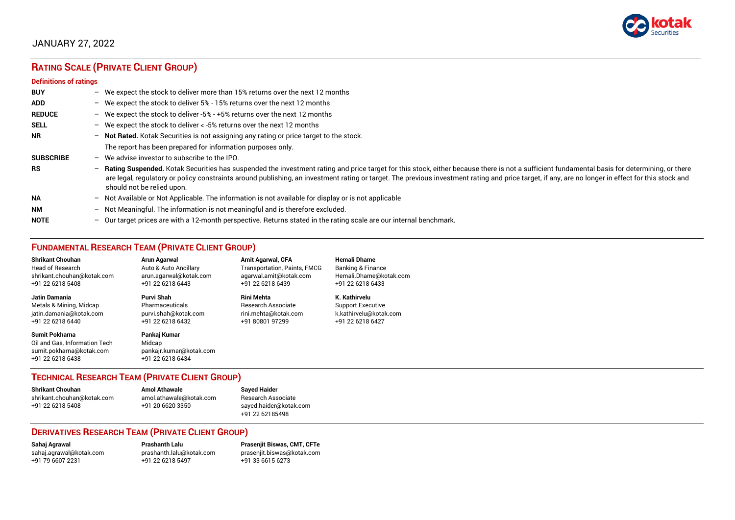JANUARY 27, 2022

## RATING SCALE (PRIVATE CLIENT GROUP)

### Definitions of ratings

| | | |
|---|---|---|
| **BUY** | – | We expect the stock to deliver more than 15% returns over the next 12 months |
| **ADD** | – | We expect the stock to deliver 5% - 15% returns over the next 12 months |
| **REDUCE** | – | We expect the stock to deliver -5% - +5% returns over the next 12 months |
| **SELL** | – | We expect the stock to deliver < -5% returns over the next 12 months |
| **NR** | – | **Not Rated.** Kotak Securities is not assigning any rating or price target to the stock. The report has been prepared for information purposes only. |
| **SUBSCRIBE** | – | We advise investor to subscribe to the IPO. |
| **RS** | – | **Rating Suspended.** Kotak Securities has suspended the investment rating and price target for this stock, either because there is not a sufficient fundamental basis for determining, or there are legal, regulatory or policy constraints around publishing, an investment rating or target. The previous investment rating and price target, if any, are no longer in effect for this stock and should not be relied upon. |
| **NA** | – | Not Available or Not Applicable. The information is not available for display or is not applicable |
| **NM** | – | Not Meaningful. The information is not meaningful and is therefore excluded. |
| **NOTE** | – | Our target prices are with a 12-month perspective. Returns stated in the rating scale are our internal benchmark. |

## FUNDAMENTAL RESEARCH TEAM (PRIVATE CLIENT GROUP)

**Shrikant Chouhan**
Head of Research
shrikant.chouhan@kotak.com
+91 22 6218 5408

**Arun Agarwal**
Auto & Auto Ancillary
arun.agarwal@kotak.com
+91 22 6218 6443

**Amit Agarwal, CFA**
Transportation, Paints, FMCG
agarwal.amit@kotak.com
+91 22 6218 6439

**Hemali Dhame**
Banking & Finance
Hemali.Dhame@kotak.com
+91 22 6218 6433

**Jatin Damania**
Metals & Mining, Midcap
jatin.damania@kotak.com
+91 22 6218 6440

**Purvi Shah**
Pharmaceuticals
purvi.shah@kotak.com
+91 22 6218 6432

**Rini Mehta**
Research Associate
rini.mehta@kotak.com
+91 80801 97299

**K. Kathirvelu**
Support Executive
k.kathirvelu@kotak.com
+91 22 6218 6427

**Sumit Pokharna**
Oil and Gas, Information Tech
sumit.pokharna@kotak.com
+91 22 6218 6438

**Pankaj Kumar**
Midcap
pankajr.kumar@kotak.com
+91 22 6218 6434

## TECHNICAL RESEARCH TEAM (PRIVATE CLIENT GROUP)

**Shrikant Chouhan**
shrikant.chouhan@kotak.com
+91 22 6218 5408

**Amol Athawale**
amol.athawale@kotak.com
+91 20 6620 3350

**Sayed Haider**
Research Associate
sayed.haider@kotak.com
+91 22 62185498

## DERIVATIVES RESEARCH TEAM (PRIVATE CLIENT GROUP)

**Sahaj Agrawal**
sahaj.agrawal@kotak.com
+91 79 6607 2231

**Prashanth Lalu**
prashanth.lalu@kotak.com
+91 22 6218 5497

**Prasenjit Biswas, CMT, CFTe**
prasenjit.biswas@kotak.com
+91 33 6615 6273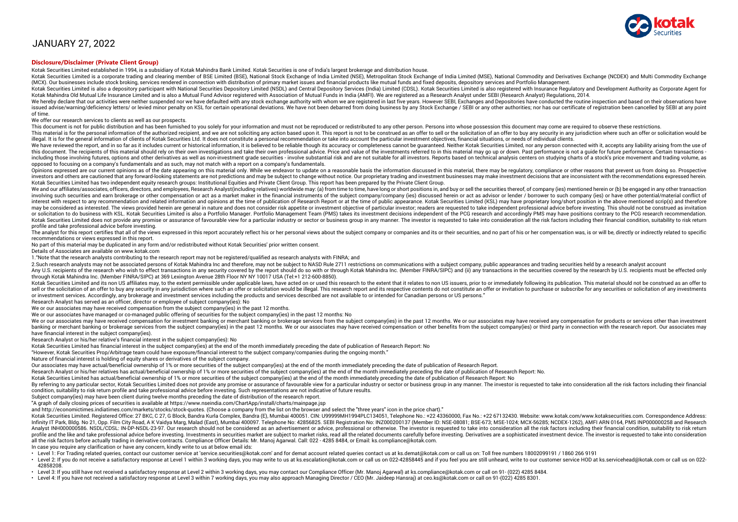# JANUARY 27, 2022

**Disclosure/Disclaimer (Private Client Group)**

Kotak Securities Limited established in 1994, is a subsidiary of Kotak Mahindra Bank Limited. Kotak Securities is one of India's largest brokerage and distribution house.

Kotak Securities Limited is a corporate trading and clearing member of BSE Limited (BSE), National Stock Exchange of India Limited (NSE), Metropolitan Stock Exchange of India Limited (MSE), National Commodity and Derivatives Exchange (NCDEX) and Multi Commodity Exchange (MCX). Our businesses include stock broking, services rendered in connection with distribution of primary market issues and financial products like mutual funds and fixed deposits, depository services and Portfolio Management.

Kotak Securities Limited is also a depository participant with National Securities Depository Limited (NSDL) and Central Depository Services (India) Limited (CDSL). Kotak Securities Limited is also registered with Insurance Regulatory and Development Authority as Corporate Agent for Kotak Mahindra Old Mutual Life Insurance Limited and is also a Mutual Fund Advisor registered with Association of Mutual Funds in India (AMFI). We are registered as a Research Analyst under SEBI (Research Analyst) Regulations, 2014.

We hereby declare that our activities were neither suspended nor we have defaulted with any stock exchange authority with whom we are registered in last five years. However SEBI, Exchanges and Depositories have conducted the routine inspection and based on their observations have issued advise/warning/deficiency letters/ or levied minor penalty on KSL for certain operational deviations. We have not been debarred from doing business by any Stock Exchange / SEBI or any other authorities; nor has our certificate of registration been cancelled by SEBI at any point of time.

We offer our research services to clients as well as our prospects.

This document is not for public distribution and has been furnished to you solely for your information and must not be reproduced or redistributed to any other person. Persons into whose possession this document may come are required to observe these restrictions.

This material is for the personal information of the authorized recipient, and we are not soliciting any action based upon it. This report is not to be construed as an offer to sell or the solicitation of an offer to buy any security in any jurisdiction where such an offer or solicitation would be illegal. It is for the general information of clients of Kotak Securities Ltd. It does not constitute a personal recommendation or take into account the particular investment objectives, financial situations, or needs of individual clients.

We have reviewed the report, and in so far as it includes current or historical information, it is believed to be reliable though its accuracy or completeness cannot be guaranteed. Neither Kotak Securities Limited, nor any person connected with it, accepts any liability arising from the use of this document. The recipients of this material should rely on their own investigations and take their own professional advice. Price and value of the investments referred to in this material may go up or down. Past performance is not a guide for future performance. Certain transactions - including those involving futures, options and other derivatives as well as non-investment grade securities - involve substantial risk and are not suitable for all investors. Reports based on technical analysis centers on studying charts of a stock's price movement and trading volume, as opposed to focusing on a company's fundamentals and as such, may not match with a report on a company's fundamentals.

Opinions expressed are our current opinions as of the date appearing on this material only. While we endeavor to update on a reasonable basis the information discussed in this material, there may be regulatory, compliance or other reasons that prevent us from doing so. Prospective investors and others are cautioned that any forward-looking statements are not predictions and may be subject to change without notice. Our proprietary trading and investment businesses may make investment decisions that are inconsistent with the recommendations expressed herein. Kotak Securities Limited has two independent equity research groups: Institutional Equities and Private Client Group. This report has been prepared by the Private Client Group.

We and our affiliates/associates, officers, directors, and employees, Research Analyst(including relatives) worldwide may: (a) from time to time, have long or short positions in, and buy or sell the securities thereof, of company (ies) mentioned herein or (b) be engaged in any other transaction involving such securities and earn brokerage or other compensation or act as a market maker in the financial instruments of the subject company/company (ies) discussed herein or act as advisor or lender / borrower to such company (ies) or have other potential/material conflict of interest with respect to any recommendation and related information and opinions at the time of publication of Research Report or at the time of public appearance. Kotak Securities Limited (KSL) may have proprietary long/short position in the above mentioned scrip(s) and therefore may be considered as interested. The views provided herein are general in nature and does not consider risk appetite or investment objective of particular investor; readers are requested to take independent professional advice before investing. This should not be construed as invitation or solicitation to do business with KSL. Kotak Securities Limited is also a Portfolio Manager. Portfolio Management Team (PMS) takes its investment decisions independent of the PCG research and accordingly PMS may have positions contrary to the PCG research recommendation. Kotak Securities Limited does not provide any promise or assurance of favourable view for a particular industry or sector or business group in any manner. The investor is requested to take into consideration all the risk factors including their financial condition, suitability to risk return profile and take professional advice before investing.

The analyst for this report certifies that all of the views expressed in this report accurately reflect his or her personal views about the subject company or companies and its or their securities, and no part of his or her compensation was, is or will be, directly or indirectly related to specific recommendations or views expressed in this report.

No part of this material may be duplicated in any form and/or redistributed without Kotak Securities' prior written consent.

Details of Associates are available on www.kotak.com

1."Note that the research analysts contributing to the research report may not be registered/qualified as research analysts with FINRA; and

2.Such research analysts may not be associated persons of Kotak Mahindra Inc and therefore, may not be subject to NASD Rule 2711 restrictions on communications with a subject company, public appearances and trading securities held by a research analyst account

Any U.S. recipients of the research who wish to effect transactions in any security covered by the report should do so with or through Kotak Mahindra Inc. (Member FINRA/SIPC) and (ii) any transactions in the securities covered by the research by U.S. recipients must be effected only through Kotak Mahindra Inc. (Member FINRA/SIPC) at 369 Lexington Avenue 28th Floor NY NY 10017 USA (Tel:+1 212-600-8850).

Kotak Securities Limited and its non US affiliates may, to the extent permissible under applicable laws, have acted on or used this research to the extent that it relates to non US issuers, prior to or immediately following its publication. This material should not be construed as an offer to sell or the solicitation of an offer to buy any security in any jurisdiction where such an offer or solicitation would be illegal. This research report and its respective contents do not constitute an offer or invitation to purchase or subscribe for any securities or solicitation of any investments or investment services. Accordingly, any brokerage and investment services including the products and services described are not available to or intended for Canadian persons or US persons."

Research Analyst has served as an officer, director or employee of subject company(ies): No

We or our associates may have received compensation from the subject company(ies) in the past 12 months.

We or our associates have managed or co-managed public offering of securities for the subject company(ies) in the past 12 months: No

We or our associates may have received compensation for investment banking or merchant banking or brokerage services from the subject company(ies) in the past 12 months. We or our associates may have received any compensation for products or services other than investment banking or merchant banking or brokerage services from the subject company(ies) in the past 12 months. We or our associates may have received compensation or other benefits from the subject company(ies) or third party in connection with the research report. Our associates may have financial interest in the subject company(ies).

Research Analyst or his/her relative's financial interest in the subject company(ies): No

Kotak Securities Limited has financial interest in the subject company(ies) at the end of the month immediately preceding the date of publication of Research Report: No

"However, Kotak Securities Prop/Arbitrage team could have exposure/financial interest to the subject company/companies during the ongoing month."

Nature of financial interest is holding of equity shares or derivatives of the subject company.

Our associates may have actual/beneficial ownership of 1% or more securities of the subject company(ies) at the end of the month immediately preceding the date of publication of Research Report.

Research Analyst or his/her relatives has actual/beneficial ownership of 1% or more securities of the subject company(ies) at the end of the month immediately preceding the date of publication of Research Report: No.

Kotak Securities Limited has actual/beneficial ownership of 1% or more securities of the subject company(ies) at the end of the month immediately preceding the date of publication of Research Report: No

By referring to any particular sector, Kotak Securities Limited does not provide any promise or assurance of favourable view for a particular industry or sector or business group in any manner. The investor is requested to take into consideration all the risk factors including their financial condition, suitability to risk return profile and take professional advice before investing. Such representations are not indicative of future results.

Subject company(ies) may have been client during twelve months preceding the date of distribution of the research report.

"A graph of daily closing prices of securities is available at https://www.nseindia.com/ChartApp/install/charts/mainpage.jsp

and http://economictimes.indiatimes.com/markets/stocks/stock-quotes. (Choose a company from the list on the browser and select the "three years" icon in the price chart)."

Kotak Securities Limited. Registered Office: 27 BKC, C 27, G Block, Bandra Kurla Complex, Bandra (E), Mumbai 400051. CIN: U99999MH1994PLC134051, Telephone No.: +22 43360000, Fax No.: +22 67132430. Website: www.kotak.com/www.kotaksecurities.com. Correspondence Address: Infinity IT Park, Bldg. No 21, Opp. Film City Road, A K Vaidya Marg, Malad (East), Mumbai 400097. Telephone No: 42856825. SEBI Registration No: INZ000200137 (Member ID: NSE-08081; BSE-673; MSE-1024; MCX-56285; NCDEX-1262), AMFI ARN 0164, PMS INP000000258 and Research Analyst INH000000586. NSDL/CDSL: IN-DP-NSDL-23-97. Our research should not be considered as an advertisement or advice, professional or otherwise. The investor is requested to take into consideration all the risk factors including their financial condition, suitability to risk return profile and the like and take professional advice before investing. Investments in securities market are subject to market risks, read all the related documents carefully before investing. Derivatives are a sophisticated investment device. The investor is requested to take into consideration all the risk factors before actually trading in derivative contracts. Compliance Officer Details: Mr. Manoj Agarwal. Call: 022 - 4285 8484, or Email: ks.compliance@kotak.com.

In case you require any clarification or have any concern, kindly write to us at below email ids:

- Level 1: For Trading related queries, contact our customer service at 'service.securities@kotak.com' and for demat account related queries contact us at ks.demat@kotak.com or call us on: Toll free numbers 18002099191 / 1860 266 9191
- Level 2: If you do not receive a satisfactory response at Level 1 within 3 working days, you may write to us at ks.escalation@kotak.com or call us on 022-42858445 and if you feel you are still unheard, write to our customer service HOD at ks.servicehead@kotak.com or call us on 022-42858208.
- Level 3: If you still have not received a satisfactory response at Level 2 within 3 working days, you may contact our Compliance Officer (Mr. Manoj Agarwal) at ks.compliance@kotak.com or call on 91- (022) 4285 8484.
- Level 4: If you have not received a satisfactory response at Level 3 within 7 working days, you may also approach Managing Director / CEO (Mr. Jaideep Hansraj) at ceo.ks@kotak.com or call on 91-(022) 4285 8301.